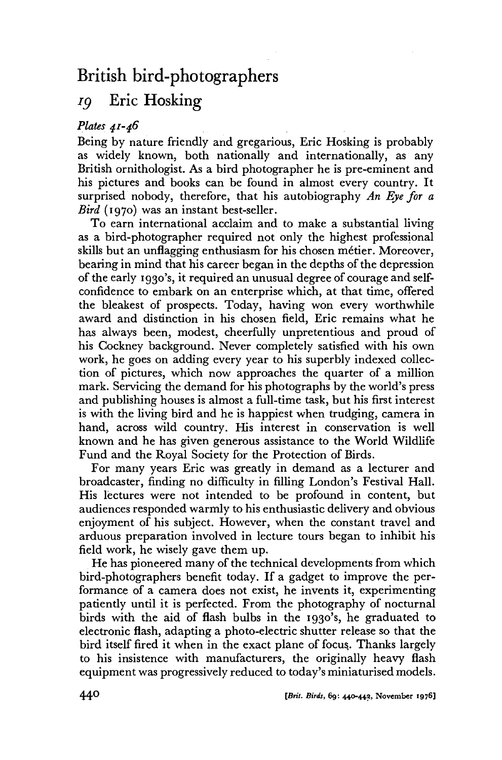# British bird-photographers

## 19 Eric Hosking

*Plates 41-46*

Being by nature friendly and gregarious, Eric Hosking is probably as widely known, both nationally and internationally, as any British ornithologist. As a bird photographer he is pre-eminent and his pictures and books can be found in almost every country. It surprised nobody, therefore, that his autobiography *An Eye for a Bird* (1970) was an instant best-seller.

To earn international acclaim and to make a substantial living as a bird-photographer required not only the highest professional skills but an unflagging enthusiasm for his chosen métier. Moreover, bearing in mind that his career began in the depths of the depression of the early 1930's, it required an unusual degree of courage and self-confidence to embark on an enterprise which, at that time, offered the bleakest of prospects. Today, having won every worthwhile award and distinction in his chosen field, Eric remains what he has always been, modest, cheerfully unpretentious and proud of his Cockney background. Never completely satisfied with his own work, he goes on adding every year to his superbly indexed collection of pictures, which now approaches the quarter of a million mark. Servicing the demand for his photographs by the world's press and publishing houses is almost a full-time task, but his first interest is with the living bird and he is happiest when trudging, camera in hand, across wild country. His interest in conservation is well known and he has given generous assistance to the World Wildlife Fund and the Royal Society for the Protection of Birds.

For many years Eric was greatly in demand as a lecturer and broadcaster, finding no difficulty in filling London's Festival Hall. His lectures were not intended to be profound in content, but audiences responded warmly to his enthusiastic delivery and obvious enjoyment of his subject. However, when the constant travel and arduous preparation involved in lecture tours began to inhibit his field work, he wisely gave them up.

He has pioneered many of the technical developments from which bird-photographers benefit today. If a gadget to improve the performance of a camera does not exist, he invents it, experimenting patiently until it is perfected. From the photography of nocturnal birds with the aid of flash bulbs in the 1930's, he graduated to electronic flash, adapting a photo-electric shutter release so that the bird itself fired it when in the exact plane of focus. Thanks largely to his insistence with manufacturers, the originally heavy flash equipment was progressively reduced to today's miniaturised models.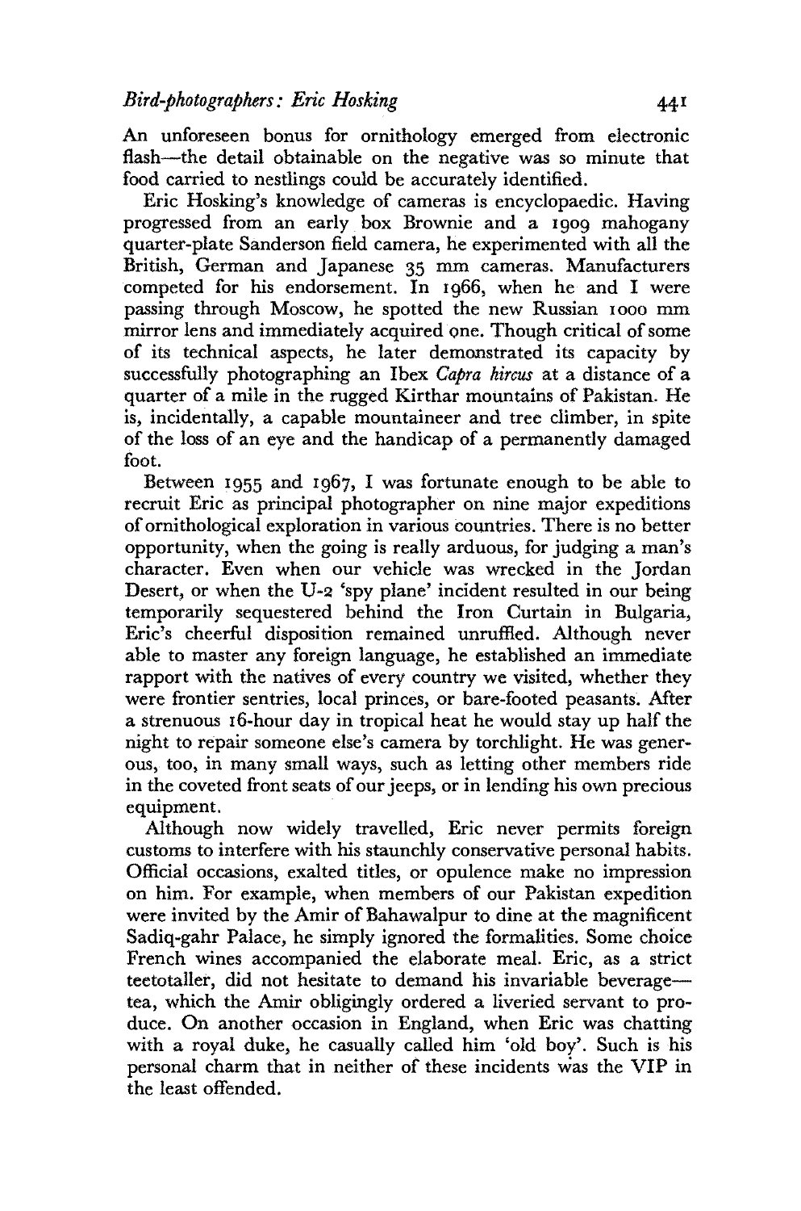An unforeseen bonus for ornithology emerged from electronic flash—the detail obtainable on the negative was so minute that food carried to nestlings could be accurately identified.

Eric Hosking's knowledge of cameras is encyclopaedic. Having progressed from an early box Brownie and a 1909 mahogany quarter-plate Sanderson field camera, he experimented with all the British, German and Japanese 35 mm cameras. Manufacturers competed for his endorsement. In 1966, when he and I were passing through Moscow, he spotted the new Russian 1000 mm mirror lens and immediately acquired one. Though critical of some of its technical aspects, he later demonstrated its capacity by successfully photographing an Ibex *Capra hircus* at a distance of a quarter of a mile in the rugged Kirthar mountains of Pakistan. He is, incidentally, a capable mountaineer and tree climber, in spite of the loss of an eye and the handicap of a permanently damaged foot.

Between 1955 and 1967, I was fortunate enough to be able to recruit Eric as principal photographer on nine major expeditions of ornithological exploration in various countries. There is no better opportunity, when the going is really arduous, for judging a man's character. Even when our vehicle was wrecked in the Jordan Desert, or when the U-2 'spy plane' incident resulted in our being temporarily sequestered behind the Iron Curtain in Bulgaria, Eric's cheerful disposition remained unruffled. Although never able to master any foreign language, he established an immediate rapport with the natives of every country we visited, whether they were frontier sentries, local princes, or bare-footed peasants. After a strenuous 16-hour day in tropical heat he would stay up half the night to repair someone else's camera by torchlight. He was generous, too, in many small ways, such as letting other members ride in the coveted front seats of our jeeps, or in lending his own precious equipment.

Although now widely travelled, Eric never permits foreign customs to interfere with his staunchly conservative personal habits. Official occasions, exalted titles, or opulence make no impression on him. For example, when members of our Pakistan expedition were invited by the Amir of Bahawalpur to dine at the magnificent Sadiq-gahr Palace, he simply ignored the formalities. Some choice French wines accompanied the elaborate meal. Eric, as a strict teetotaller, did not hesitate to demand his invariable beverage—tea, which the Amir obligingly ordered a liveried servant to produce. On another occasion in England, when Eric was chatting with a royal duke, he casually called him 'old boy'. Such is his personal charm that in neither of these incidents was the VIP in the least offended.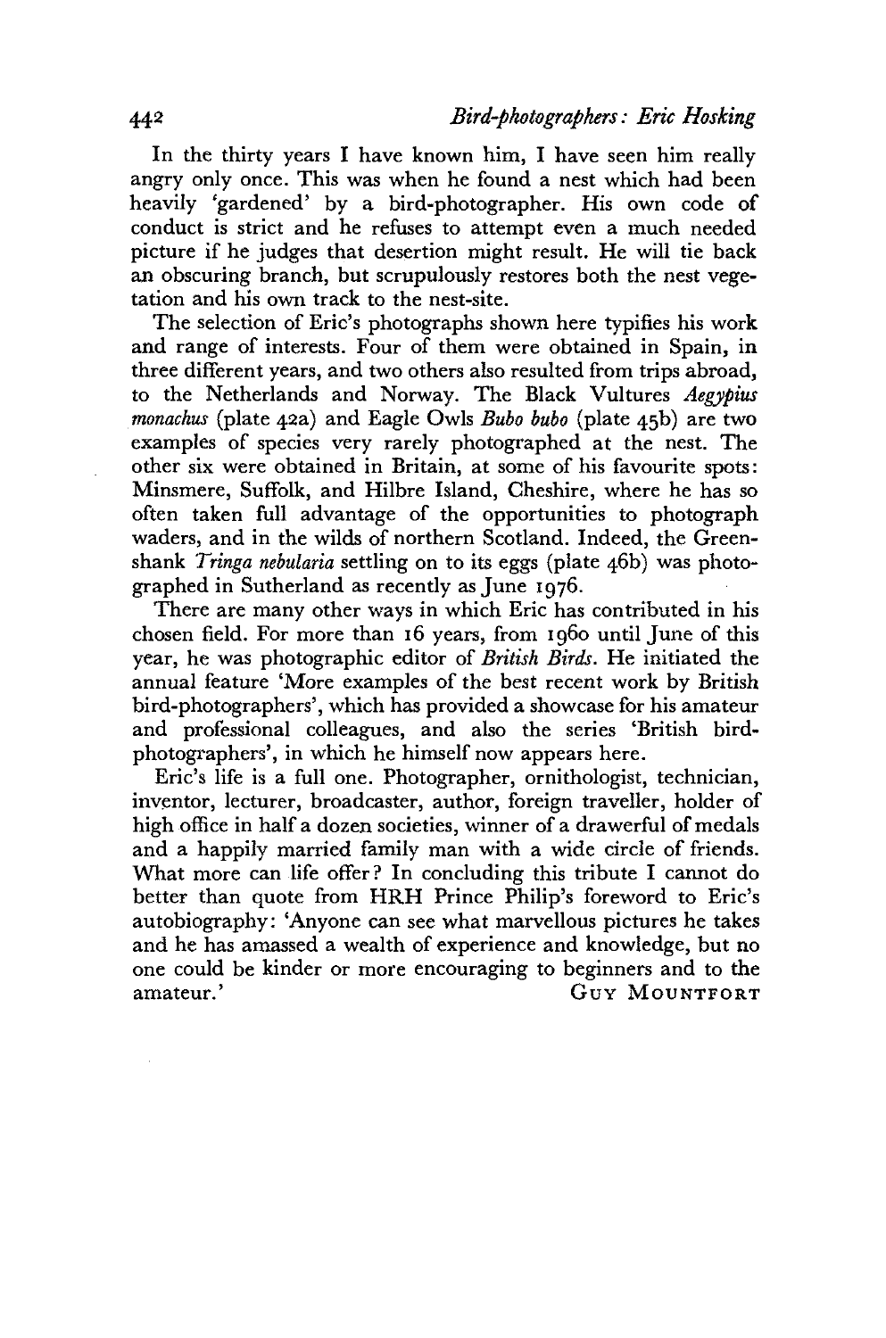In the thirty years I have known him, I have seen him really angry only once. This was when he found a nest which had been heavily 'gardened' by a bird-photographer. His own code of conduct is strict and he refuses to attempt even a much needed picture if he judges that desertion might result. He will tie back an obscuring branch, but scrupulously restores both the nest vegetation and his own track to the nest-site.

The selection of Eric's photographs shown here typifies his work and range of interests. Four of them were obtained in Spain, in three different years, and two others also resulted from trips abroad, to the Netherlands and Norway. The Black Vultures *Aegypius monachus* (plate 42a) and Eagle Owls *Bubo bubo* (plate 45b) are two examples of species very rarely photographed at the nest. The other six were obtained in Britain, at some of his favourite spots: Minsmere, Suffolk, and Hilbre Island, Cheshire, where he has so often taken full advantage of the opportunities to photograph waders, and in the wilds of northern Scotland. Indeed, the Greenshank *Tringa nebularia* settling on to its eggs (plate 46b) was photographed in Sutherland as recently as June 1976.

There are many other ways in which Eric has contributed in his chosen field. For more than 16 years, from 1960 until June of this year, he was photographic editor of *British Birds*. He initiated the annual feature 'More examples of the best recent work by British bird-photographers', which has provided a showcase for his amateur and professional colleagues, and also the series 'British bird-photographers', in which he himself now appears here.

Eric's life is a full one. Photographer, ornithologist, technician, inventor, lecturer, broadcaster, author, foreign traveller, holder of high office in half a dozen societies, winner of a drawerful of medals and a happily married family man with a wide circle of friends. What more can life offer? In concluding this tribute I cannot do better than quote from HRH Prince Philip's foreword to Eric's autobiography: 'Anyone can see what marvellous pictures he takes and he has amassed a wealth of experience and knowledge, but no one could be kinder or more encouraging to beginners and to the amateur.'

GUY MOUNTFORT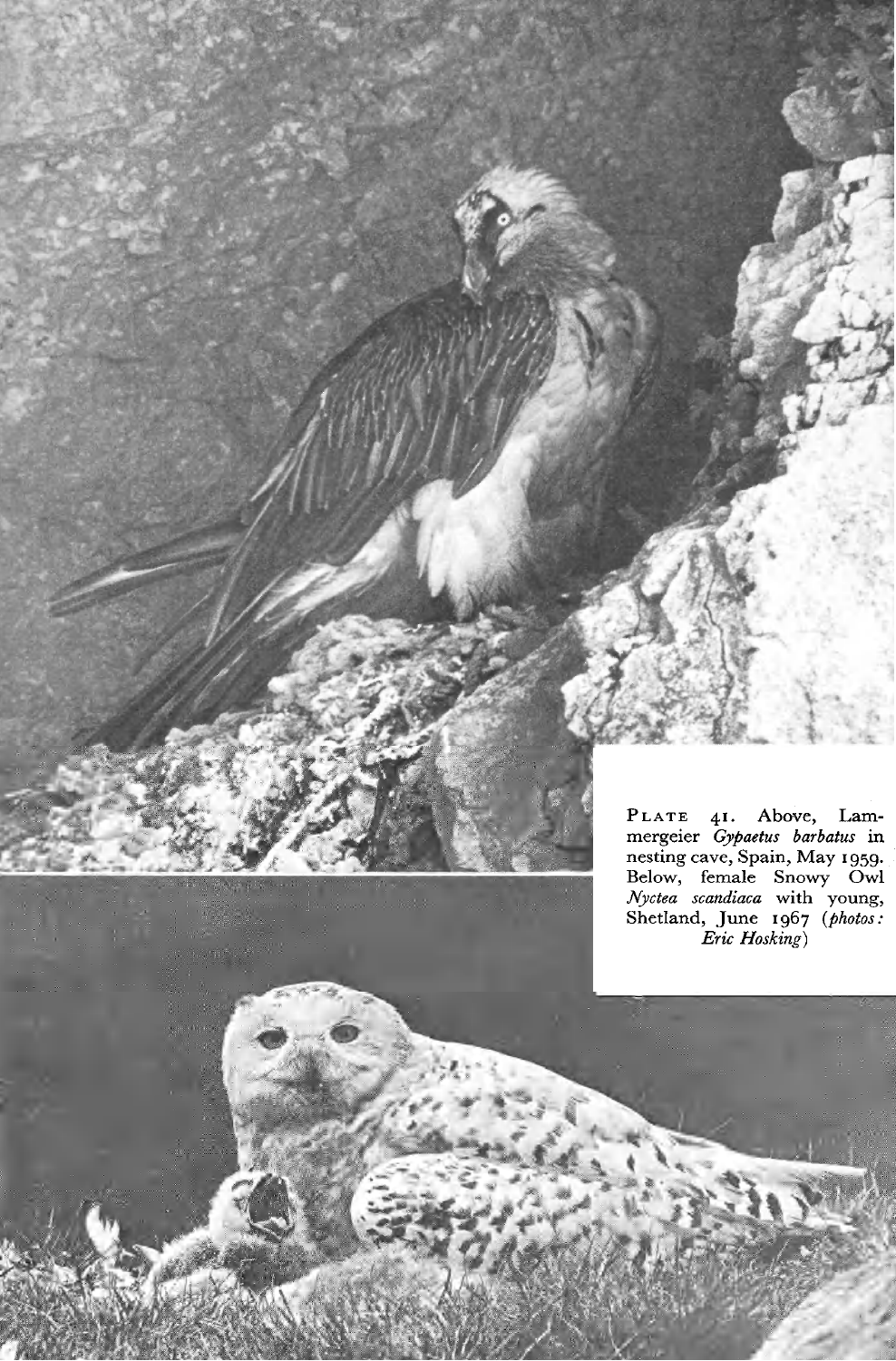PLATE 41. Above, Lammergeier *Gypaetus barbatus* in nesting cave, Spain, May 1959. Below, female Snowy Owl *Nyctea scandiaca* with young, Shetland, June 1967 (*photos: Eric Hosking*)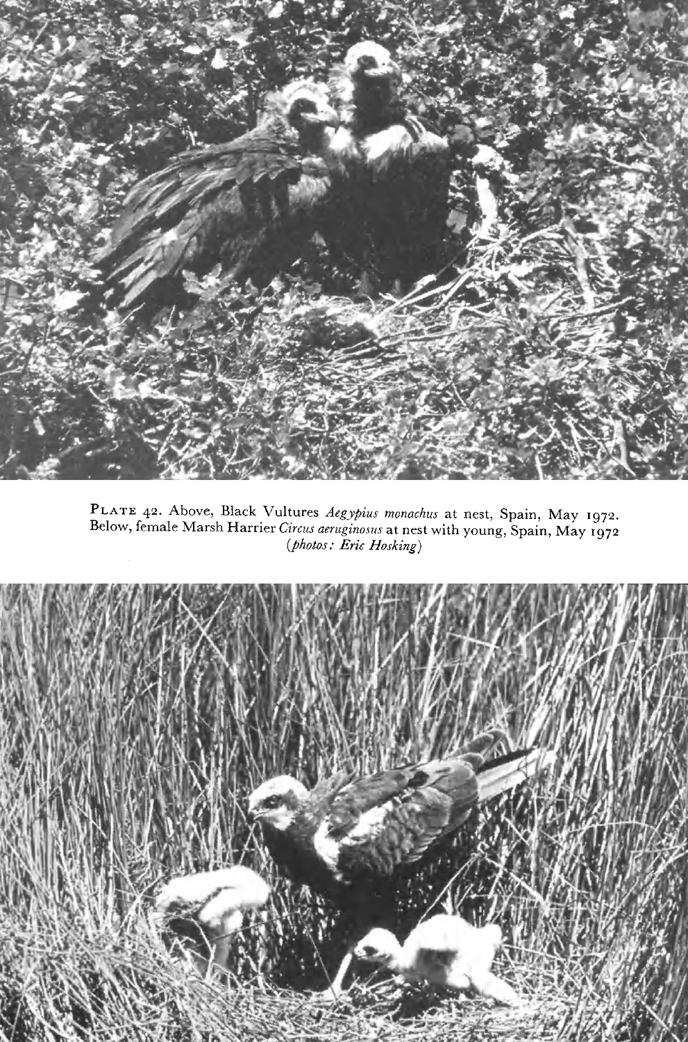PLATE 42. Above, Black Vultures *Aegypius monachus* at nest, Spain, May 1972. Below, female Marsh Harrier *Circus aeruginosus* at nest with young, Spain, May 1972 (*photos: Eric Hosking*)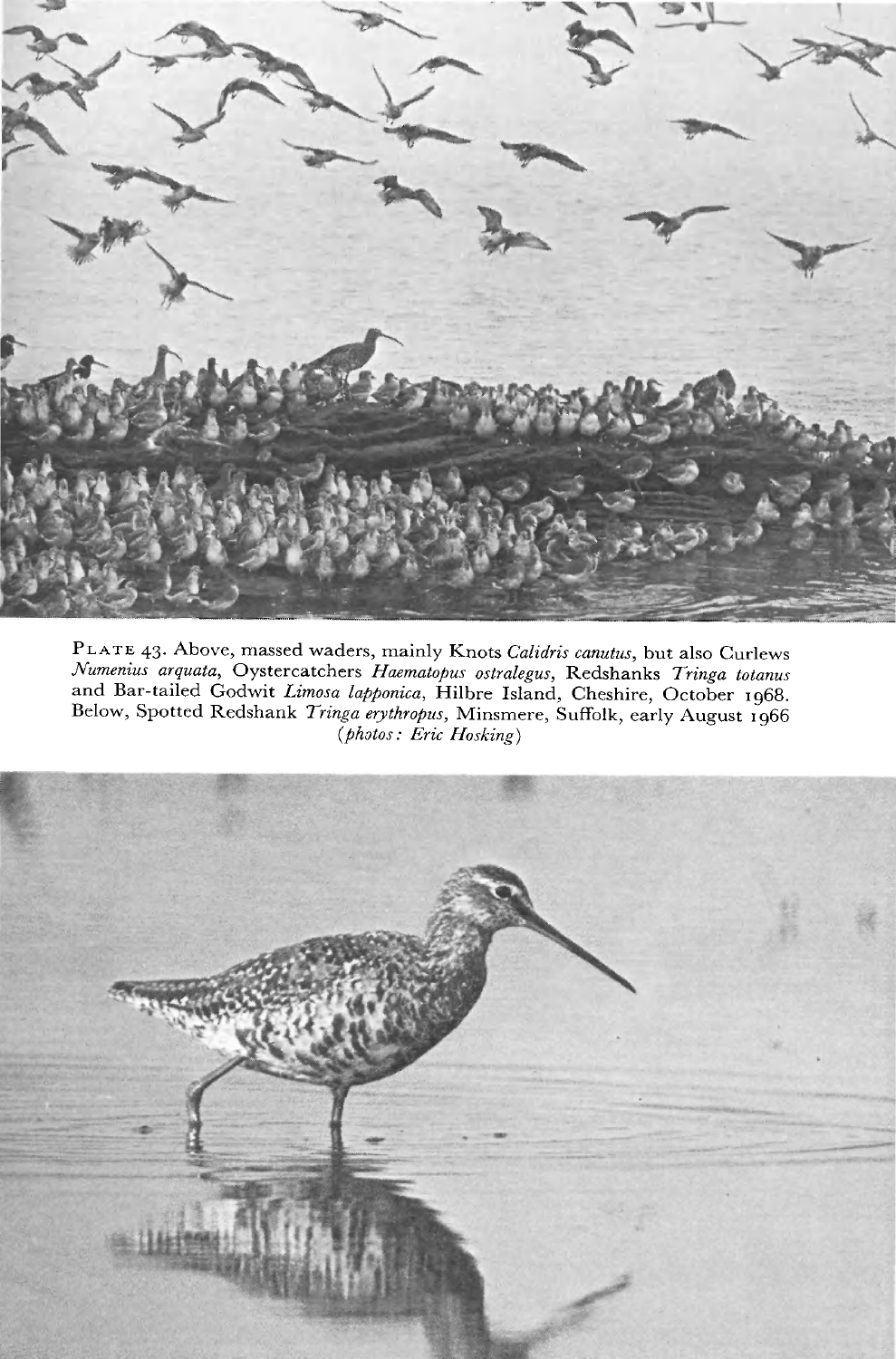PLATE 43. Above, massed waders, mainly Knots *Calidris canutus*, but also Curlews *Numenius arquata*, Oystercatchers *Haematopus ostralegus*, Redshanks *Tringa totanus* and Bar-tailed Godwit *Limosa lapponica*, Hilbre Island, Cheshire, October 1968. Below, Spotted Redshank *Tringa erythropus*, Minsmere, Suffolk, early August 1966 (*photos: Eric Hosking*)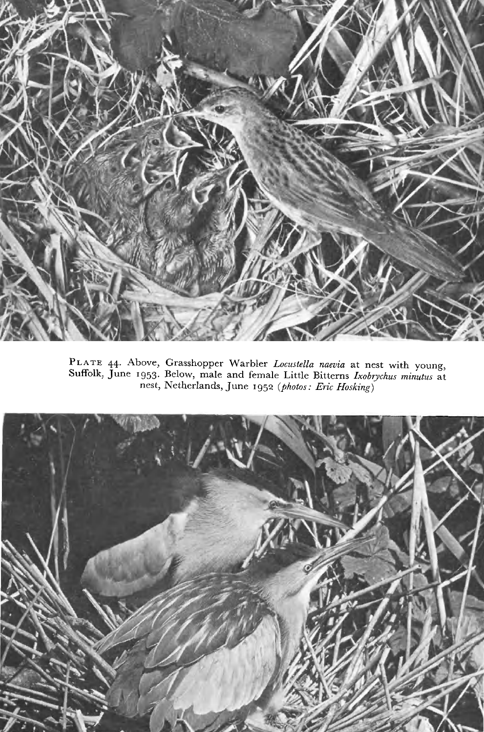Plate 44. Above, Grasshopper Warbler *Locustella naevia* at nest with young, Suffolk, June 1953. Below, male and female Little Bitterns *Ixobrychus minutus* at nest, Netherlands, June 1952 (*photos: Eric Hosking*)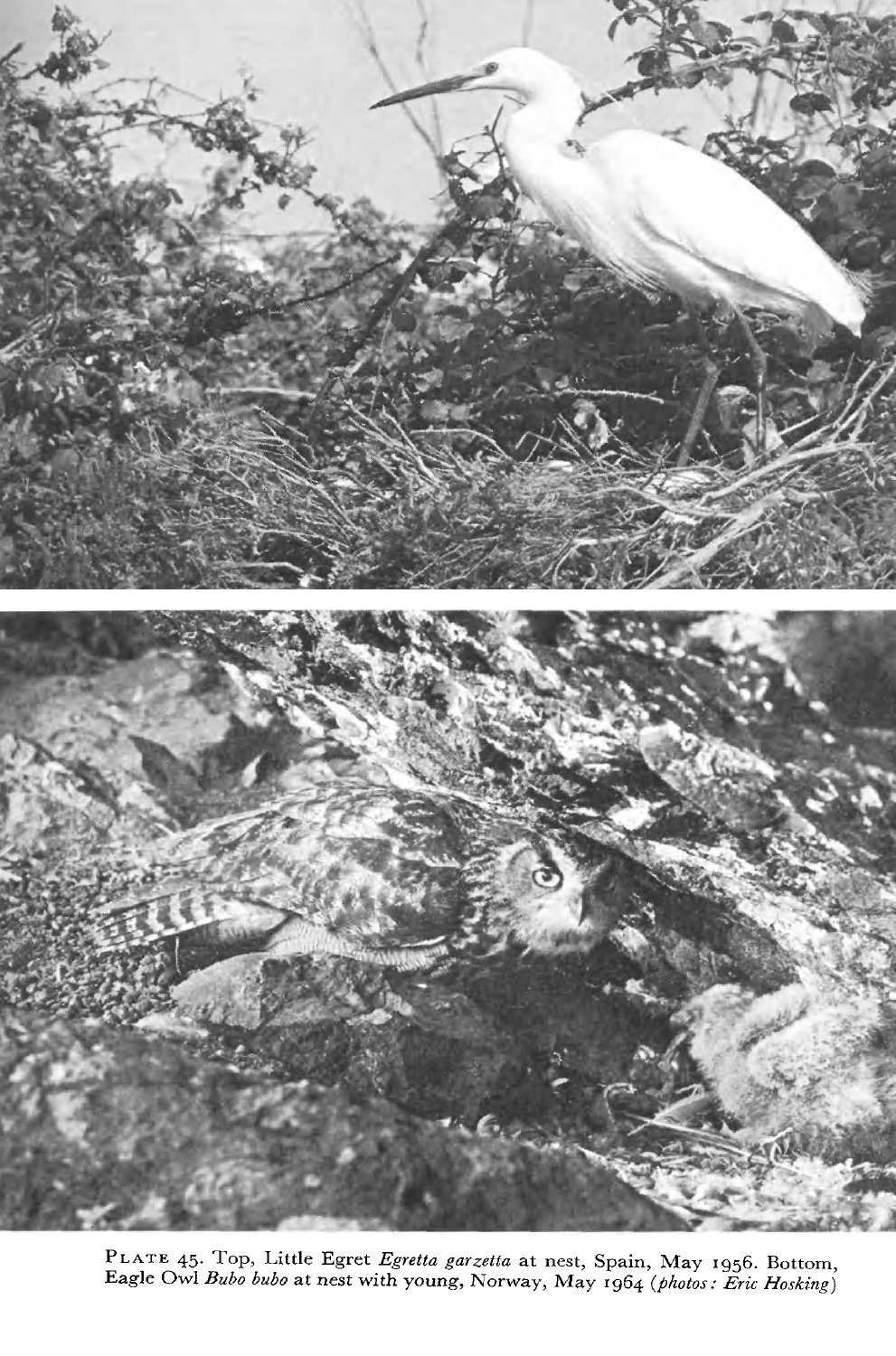PLATE 45. Top, Little Egret *Egretta garzetta* at nest, Spain, May 1956. Bottom, Eagle Owl *Bubo bubo* at nest with young, Norway, May 1964 (*photos: Eric Hosking*)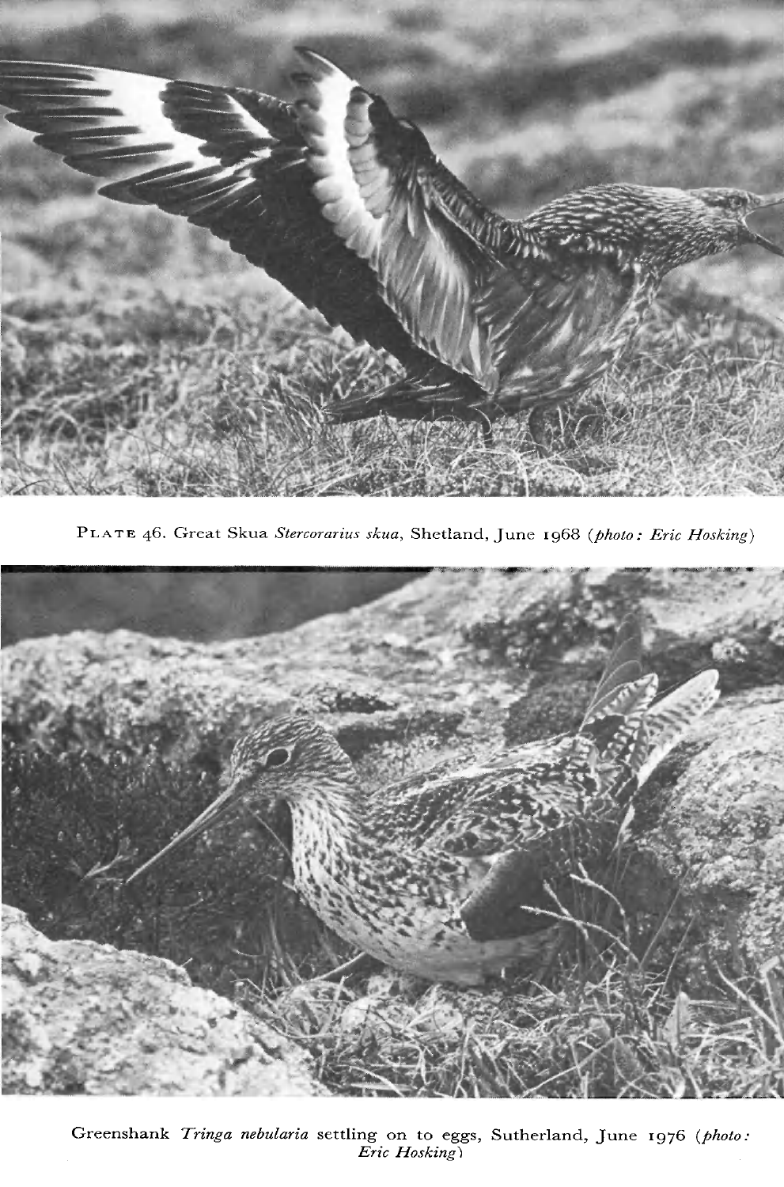PLATE 46. Great Skua *Stercorarius skua*, Shetland, June 1968 (*photo: Eric Hosking*)

Greenshank *Tringa nebularia* settling on to eggs, Sutherland, June 1976 (*photo: Eric Hosking*)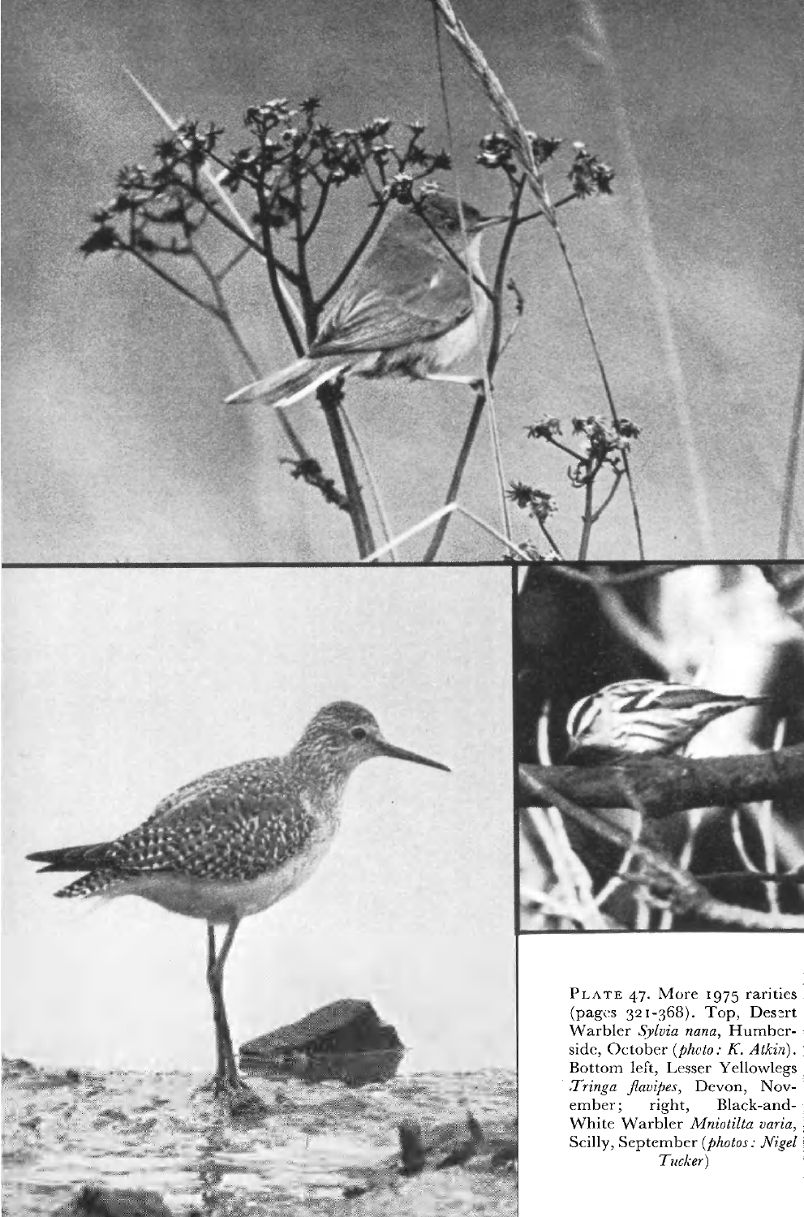PLATE 47. More 1975 rarities (pages 321-368). Top, Desert Warbler *Sylvia nana*, Humberside, October (*photo: K. Atkin*). Bottom left, Lesser Yellowlegs *Tringa flavipes*, Devon, November; right, Black-and-White Warbler *Mniotilta varia*, Scilly, September (*photos: Nigel Tucker*)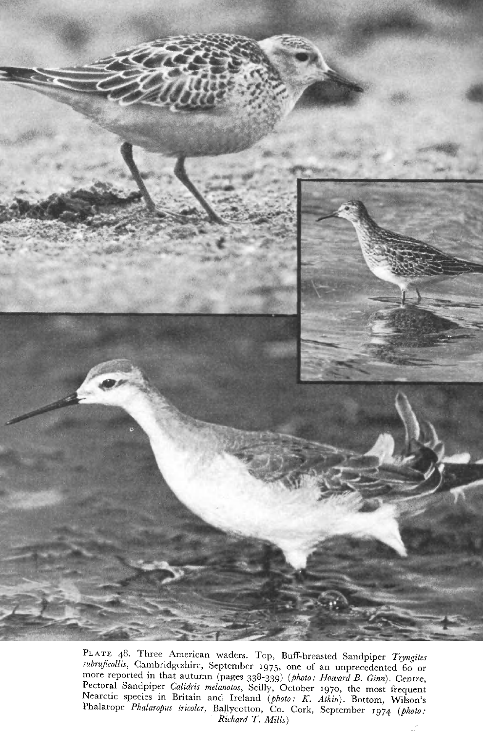PLATE 48. Three American waders. Top, Buff-breasted Sandpiper *Tryngites subruficollis*, Cambridgeshire, September 1975, one of an unprecedented 60 or more reported in that autumn (pages 338-339) (*photo: Howard B. Ginn*). Centre, Pectoral Sandpiper *Calidris melanotos*, Scilly, October 1970, the most frequent Nearctic species in Britain and Ireland (*photo: K. Atkin*). Bottom, Wilson's Phalarope *Phalaropus tricolor*, Ballycotton, Co. Cork, September 1974 (*photo: Richard T. Mills*)